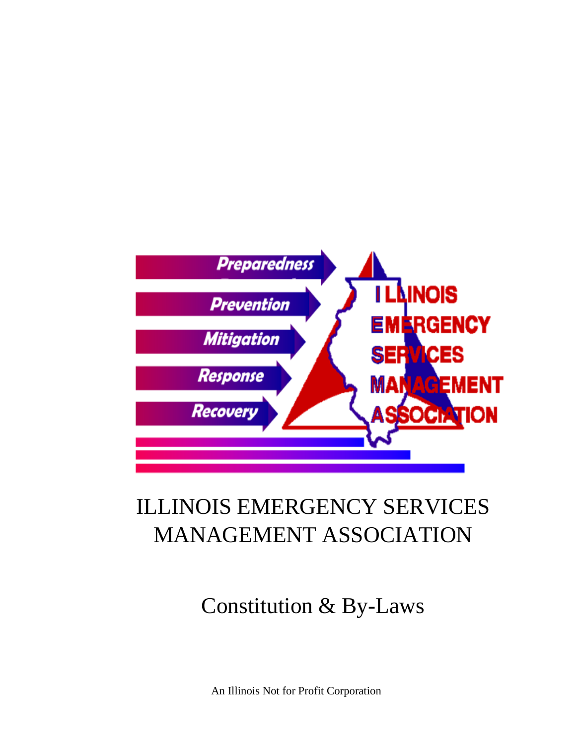# ILLINOIS EMERGENCY SERVICES MANAGEMENT ASSOCIATION

## Constitution & By-Laws

An Illinois Not for Profit Corporation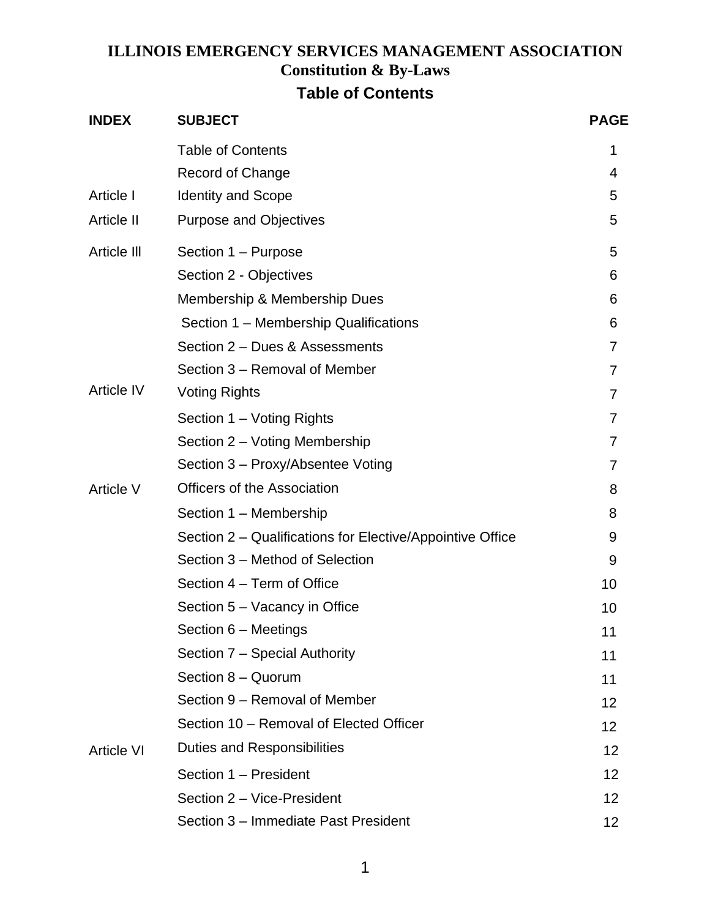# ILLINOIS EMERGENCY SERVICES MANAGEMENT ASSOCIATION

## Constitution & By-Laws

## Table of Contents

| INDEX | SUBJECT | PAGE |
|---|---|---|
| | Table of Contents | 1 |
| | Record of Change | 4 |
| Article I | Identity and Scope | 5 |
| Article II | Purpose and Objectives | 5 |
| Article Ill | Section 1 – Purpose | 5 |
| | Section 2 - Objectives | 6 |
| | Membership & Membership Dues | 6 |
| | Section 1 – Membership Qualifications | 6 |
| | Section 2 – Dues & Assessments | 7 |
| | Section 3 – Removal of Member | 7 |
| Article IV | Voting Rights | 7 |
| | Section 1 – Voting Rights | 7 |
| | Section 2 – Voting Membership | 7 |
| | Section 3 – Proxy/Absentee Voting | 7 |
| Article V | Officers of the Association | 8 |
| | Section 1 – Membership | 8 |
| | Section 2 – Qualifications for Elective/Appointive Office | 9 |
| | Section 3 – Method of Selection | 9 |
| | Section 4 – Term of Office | 10 |
| | Section 5 – Vacancy in Office | 10 |
| | Section 6 – Meetings | 11 |
| | Section 7 – Special Authority | 11 |
| | Section 8 – Quorum | 11 |
| | Section 9 – Removal of Member | 12 |
| | Section 10 – Removal of Elected Officer | 12 |
| Article VI | Duties and Responsibilities | 12 |
| | Section 1 – President | 12 |
| | Section 2 – Vice-President | 12 |
| | Section 3 – Immediate Past President | 12 |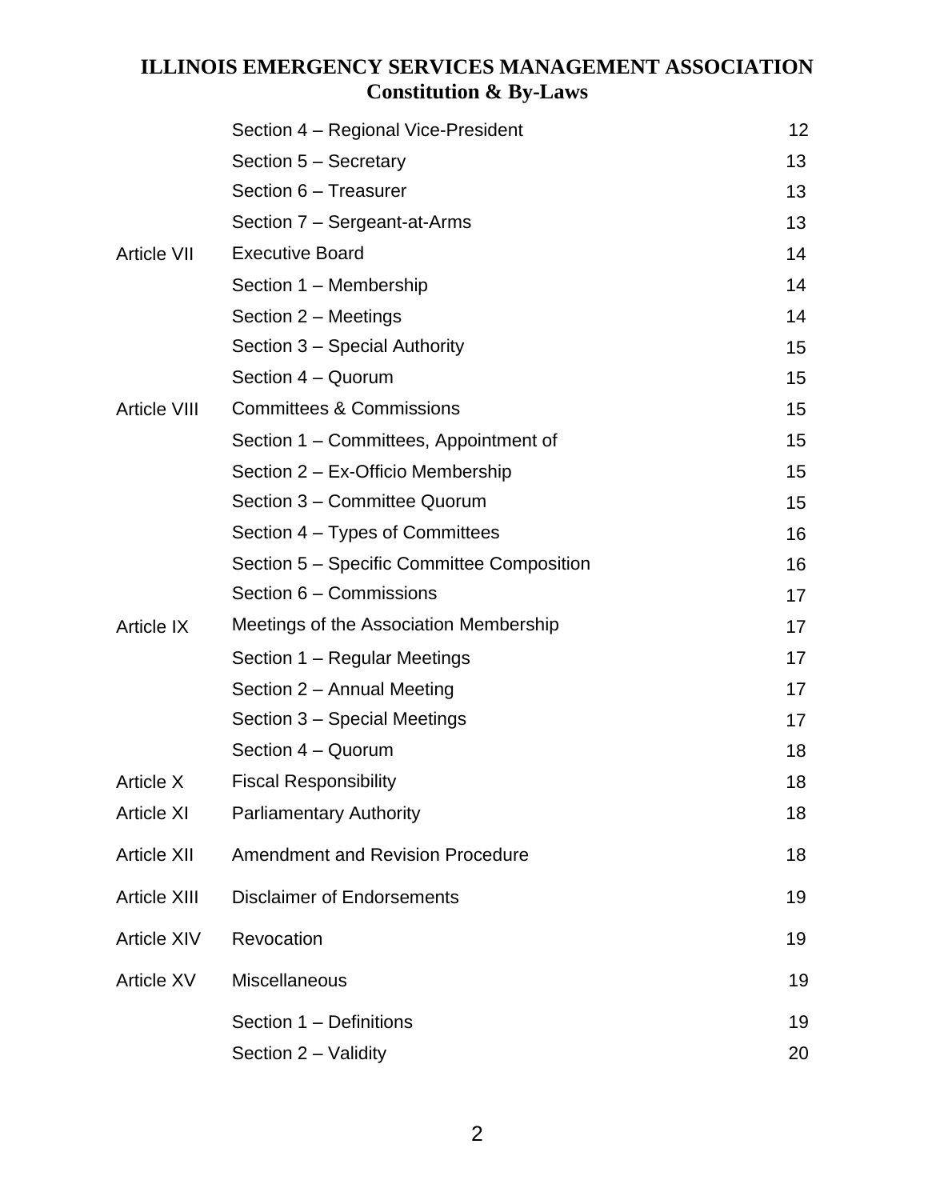| | | |
|---|---|---|
| | Section 4 – Regional Vice-President | 12 |
| | Section 5 – Secretary | 13 |
| | Section 6 – Treasurer | 13 |
| | Section 7 – Sergeant-at-Arms | 13 |
| Article VII | Executive Board | 14 |
| | Section 1 – Membership | 14 |
| | Section 2 – Meetings | 14 |
| | Section 3 – Special Authority | 15 |
| | Section 4 – Quorum | 15 |
| Article VIII | Committees & Commissions | 15 |
| | Section 1 – Committees, Appointment of | 15 |
| | Section 2 – Ex-Officio Membership | 15 |
| | Section 3 – Committee Quorum | 15 |
| | Section 4 – Types of Committees | 16 |
| | Section 5 – Specific Committee Composition | 16 |
| | Section 6 – Commissions | 17 |
| Article IX | Meetings of the Association Membership | 17 |
| | Section 1 – Regular Meetings | 17 |
| | Section 2 – Annual Meeting | 17 |
| | Section 3 – Special Meetings | 17 |
| | Section 4 – Quorum | 18 |
| Article X | Fiscal Responsibility | 18 |
| Article XI | Parliamentary Authority | 18 |
| Article XII | Amendment and Revision Procedure | 18 |
| Article XIII | Disclaimer of Endorsements | 19 |
| Article XIV | Revocation | 19 |
| Article XV | Miscellaneous | 19 |
| | Section 1 – Definitions | 19 |
| | Section 2 – Validity | 20 |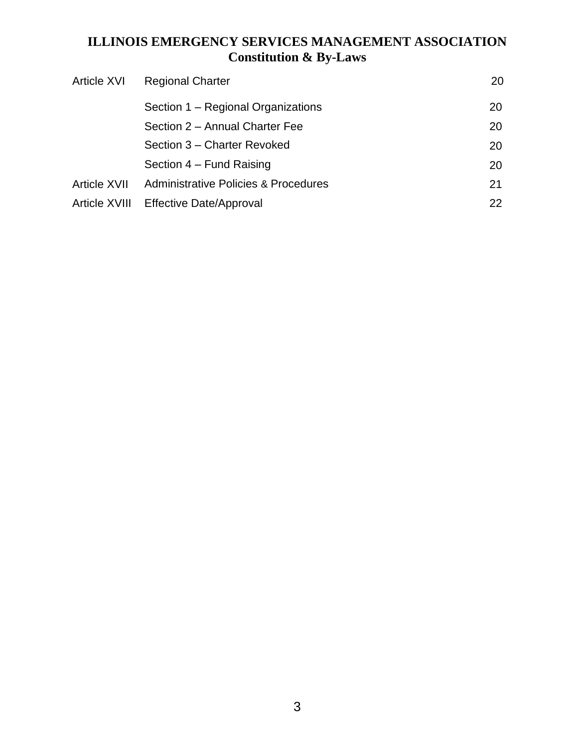# ILLINOIS EMERGENCY SERVICES MANAGEMENT ASSOCIATION
## Constitution & By-Laws

| | | |
|---|---|---|
| Article XVI | Regional Charter | 20 |
| | Section 1 – Regional Organizations | 20 |
| | Section 2 – Annual Charter Fee | 20 |
| | Section 3 – Charter Revoked | 20 |
| | Section 4 – Fund Raising | 20 |
| Article XVII | Administrative Policies & Procedures | 21 |
| Article XVIII | Effective Date/Approval | 22 |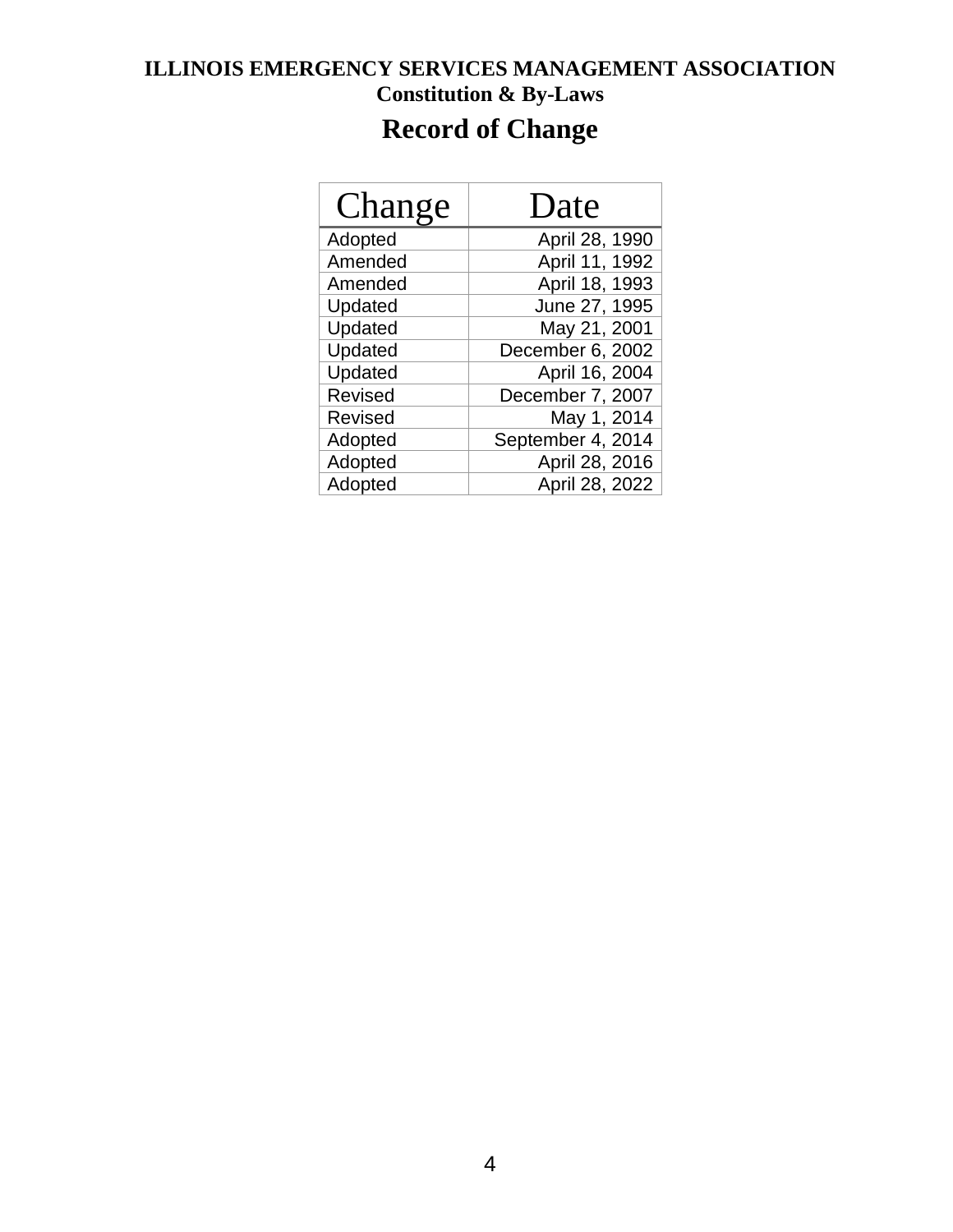# ILLINOIS EMERGENCY SERVICES MANAGEMENT ASSOCIATION

## Constitution & By-Laws

## Record of Change

| Change | Date |
|---|---|
| Adopted | April 28, 1990 |
| Amended | April 11, 1992 |
| Amended | April 18, 1993 |
| Updated | June 27, 1995 |
| Updated | May 21, 2001 |
| Updated | December 6, 2002 |
| Updated | April 16, 2004 |
| Revised | December 7, 2007 |
| Revised | May 1, 2014 |
| Adopted | September 4, 2014 |
| Adopted | April 28, 2016 |
| Adopted | April 28, 2022 |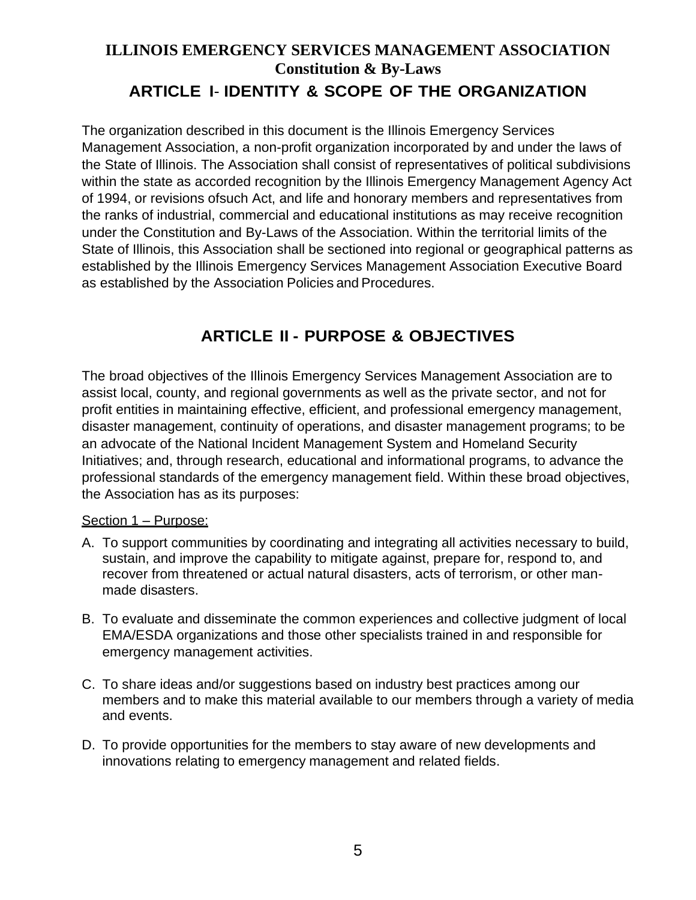# ILLINOIS EMERGENCY SERVICES MANAGEMENT ASSOCIATION
## Constitution & By-Laws

## ARTICLE I- IDENTITY & SCOPE OF THE ORGANIZATION

The organization described in this document is the Illinois Emergency Services Management Association, a non-profit organization incorporated by and under the laws of the State of Illinois. The Association shall consist of representatives of political subdivisions within the state as accorded recognition by the Illinois Emergency Management Agency Act of 1994, or revisions ofsuch Act, and life and honorary members and representatives from the ranks of industrial, commercial and educational institutions as may receive recognition under the Constitution and By-Laws of the Association. Within the territorial limits of the State of Illinois, this Association shall be sectioned into regional or geographical patterns as established by the Illinois Emergency Services Management Association Executive Board as established by the Association Policies and Procedures.

## ARTICLE II - PURPOSE & OBJECTIVES

The broad objectives of the Illinois Emergency Services Management Association are to assist local, county, and regional governments as well as the private sector, and not for profit entities in maintaining effective, efficient, and professional emergency management, disaster management, continuity of operations, and disaster management programs; to be an advocate of the National Incident Management System and Homeland Security Initiatives; and, through research, educational and informational programs, to advance the professional standards of the emergency management field. Within these broad objectives, the Association has as its purposes:

<u>Section 1 – Purpose:</u>

A. To support communities by coordinating and integrating all activities necessary to build, sustain, and improve the capability to mitigate against, prepare for, respond to, and recover from threatened or actual natural disasters, acts of terrorism, or other man-made disasters.

B. To evaluate and disseminate the common experiences and collective judgment of local EMA/ESDA organizations and those other specialists trained in and responsible for emergency management activities.

C. To share ideas and/or suggestions based on industry best practices among our members and to make this material available to our members through a variety of media and events.

D. To provide opportunities for the members to stay aware of new developments and innovations relating to emergency management and related fields.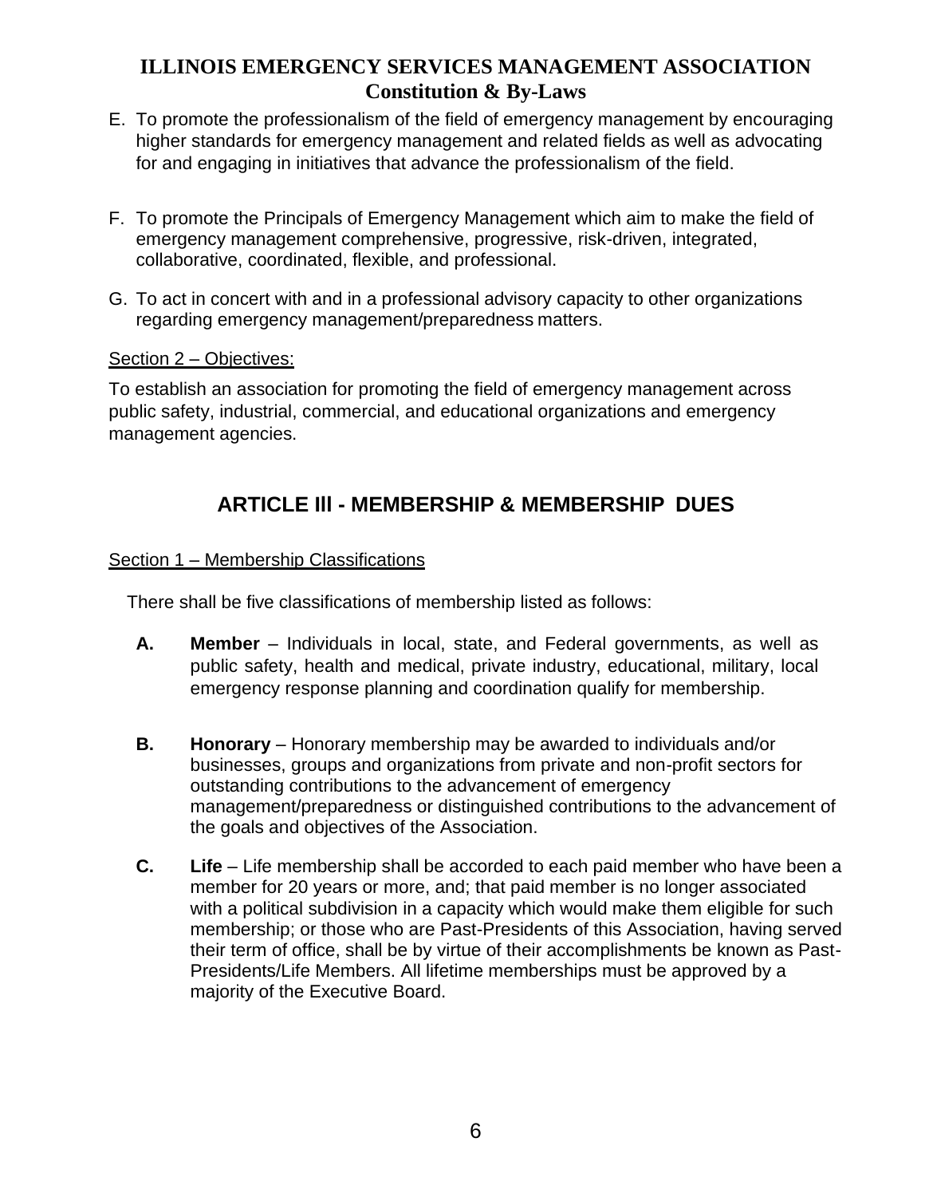E. To promote the professionalism of the field of emergency management by encouraging higher standards for emergency management and related fields as well as advocating for and engaging in initiatives that advance the professionalism of the field.

F. To promote the Principals of Emergency Management which aim to make the field of emergency management comprehensive, progressive, risk-driven, integrated, collaborative, coordinated, flexible, and professional.

G. To act in concert with and in a professional advisory capacity to other organizations regarding emergency management/preparedness matters.

Section 2 – Objectives:

To establish an association for promoting the field of emergency management across public safety, industrial, commercial, and educational organizations and emergency management agencies.

## ARTICLE III - MEMBERSHIP & MEMBERSHIP DUES

Section 1 – Membership Classifications

There shall be five classifications of membership listed as follows:

**A.** **Member** – Individuals in local, state, and Federal governments, as well as public safety, health and medical, private industry, educational, military, local emergency response planning and coordination qualify for membership.

**B.** **Honorary** – Honorary membership may be awarded to individuals and/or businesses, groups and organizations from private and non-profit sectors for outstanding contributions to the advancement of emergency management/preparedness or distinguished contributions to the advancement of the goals and objectives of the Association.

**C.** **Life** – Life membership shall be accorded to each paid member who have been a member for 20 years or more, and; that paid member is no longer associated with a political subdivision in a capacity which would make them eligible for such membership; or those who are Past-Presidents of this Association, having served their term of office, shall be by virtue of their accomplishments be known as Past-Presidents/Life Members. All lifetime memberships must be approved by a majority of the Executive Board.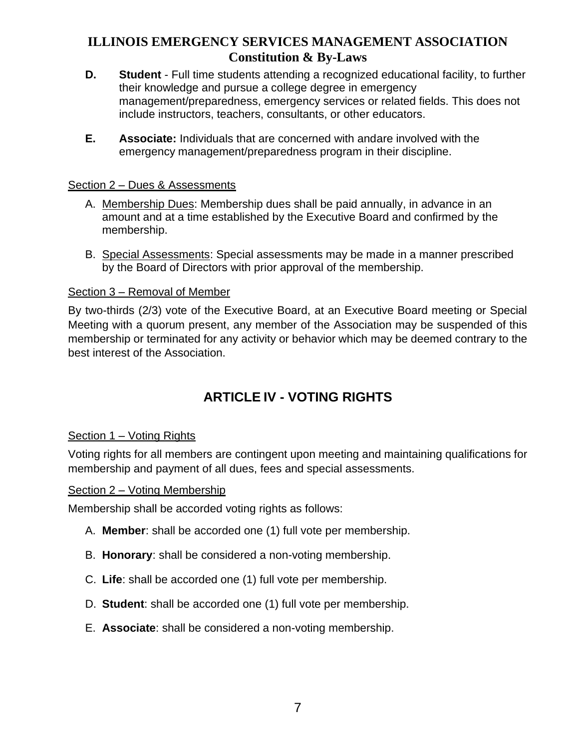**D.** **Student** - Full time students attending a recognized educational facility, to further their knowledge and pursue a college degree in emergency management/preparedness, emergency services or related fields. This does not include instructors, teachers, consultants, or other educators.

**E.** **Associate:** Individuals that are concerned with andare involved with the emergency management/preparedness program in their discipline.

Section 2 – Dues & Assessments

A. Membership Dues: Membership dues shall be paid annually, in advance in an amount and at a time established by the Executive Board and confirmed by the membership.

B. Special Assessments: Special assessments may be made in a manner prescribed by the Board of Directors with prior approval of the membership.

Section 3 – Removal of Member

By two-thirds (2/3) vote of the Executive Board, at an Executive Board meeting or Special Meeting with a quorum present, any member of the Association may be suspended of this membership or terminated for any activity or behavior which may be deemed contrary to the best interest of the Association.

## ARTICLE IV - VOTING RIGHTS

Section 1 – Voting Rights

Voting rights for all members are contingent upon meeting and maintaining qualifications for membership and payment of all dues, fees and special assessments.

Section 2 – Voting Membership

Membership shall be accorded voting rights as follows:

A. **Member**: shall be accorded one (1) full vote per membership.

B. **Honorary**: shall be considered a non-voting membership.

C. **Life**: shall be accorded one (1) full vote per membership.

D. **Student**: shall be accorded one (1) full vote per membership.

E. **Associate**: shall be considered a non-voting membership.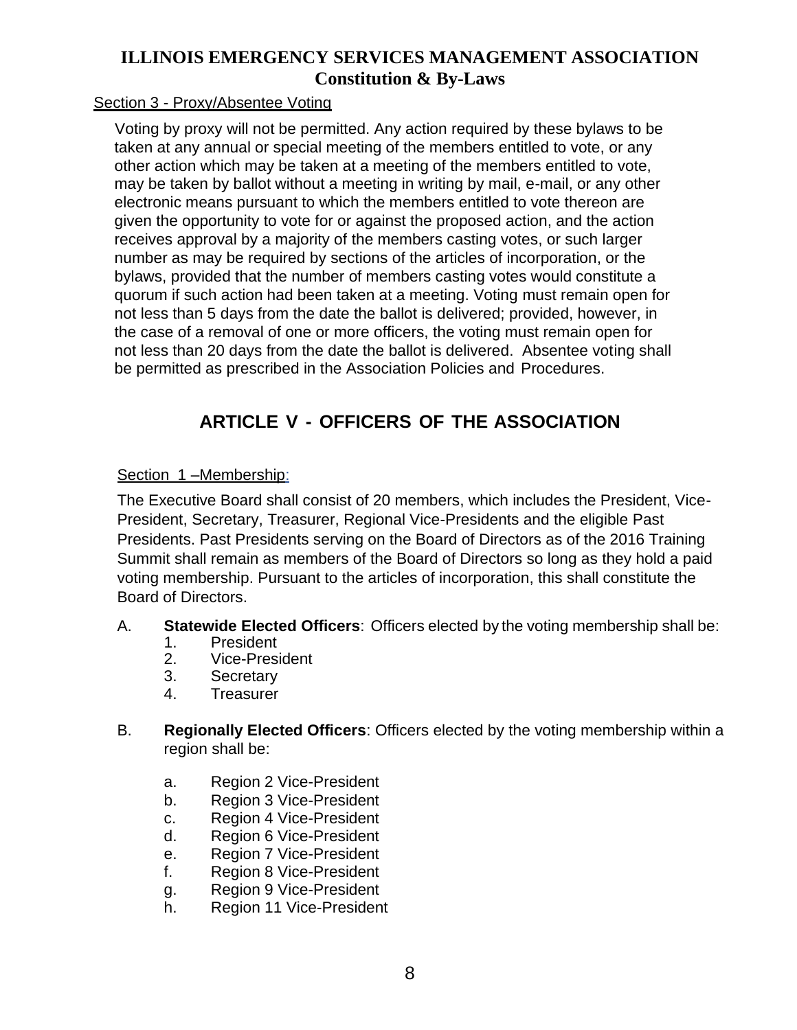Section 3 - Proxy/Absentee Voting

Voting by proxy will not be permitted. Any action required by these bylaws to be taken at any annual or special meeting of the members entitled to vote, or any other action which may be taken at a meeting of the members entitled to vote, may be taken by ballot without a meeting in writing by mail, e-mail, or any other electronic means pursuant to which the members entitled to vote thereon are given the opportunity to vote for or against the proposed action, and the action receives approval by a majority of the members casting votes, or such larger number as may be required by sections of the articles of incorporation, or the bylaws, provided that the number of members casting votes would constitute a quorum if such action had been taken at a meeting. Voting must remain open for not less than 5 days from the date the ballot is delivered; provided, however, in the case of a removal of one or more officers, the voting must remain open for not less than 20 days from the date the ballot is delivered. Absentee voting shall be permitted as prescribed in the Association Policies and Procedures.

## ARTICLE V - OFFICERS OF THE ASSOCIATION

Section 1 –Membership:

The Executive Board shall consist of 20 members, which includes the President, Vice-President, Secretary, Treasurer, Regional Vice-Presidents and the eligible Past Presidents. Past Presidents serving on the Board of Directors as of the 2016 Training Summit shall remain as members of the Board of Directors so long as they hold a paid voting membership. Pursuant to the articles of incorporation, this shall constitute the Board of Directors.

A. **Statewide Elected Officers**: Officers elected by the voting membership shall be:
   1. President
   2. Vice-President
   3. Secretary
   4. Treasurer

B. **Regionally Elected Officers**: Officers elected by the voting membership within a region shall be:

   a. Region 2 Vice-President
   b. Region 3 Vice-President
   c. Region 4 Vice-President
   d. Region 6 Vice-President
   e. Region 7 Vice-President
   f. Region 8 Vice-President
   g. Region 9 Vice-President
   h. Region 11 Vice-President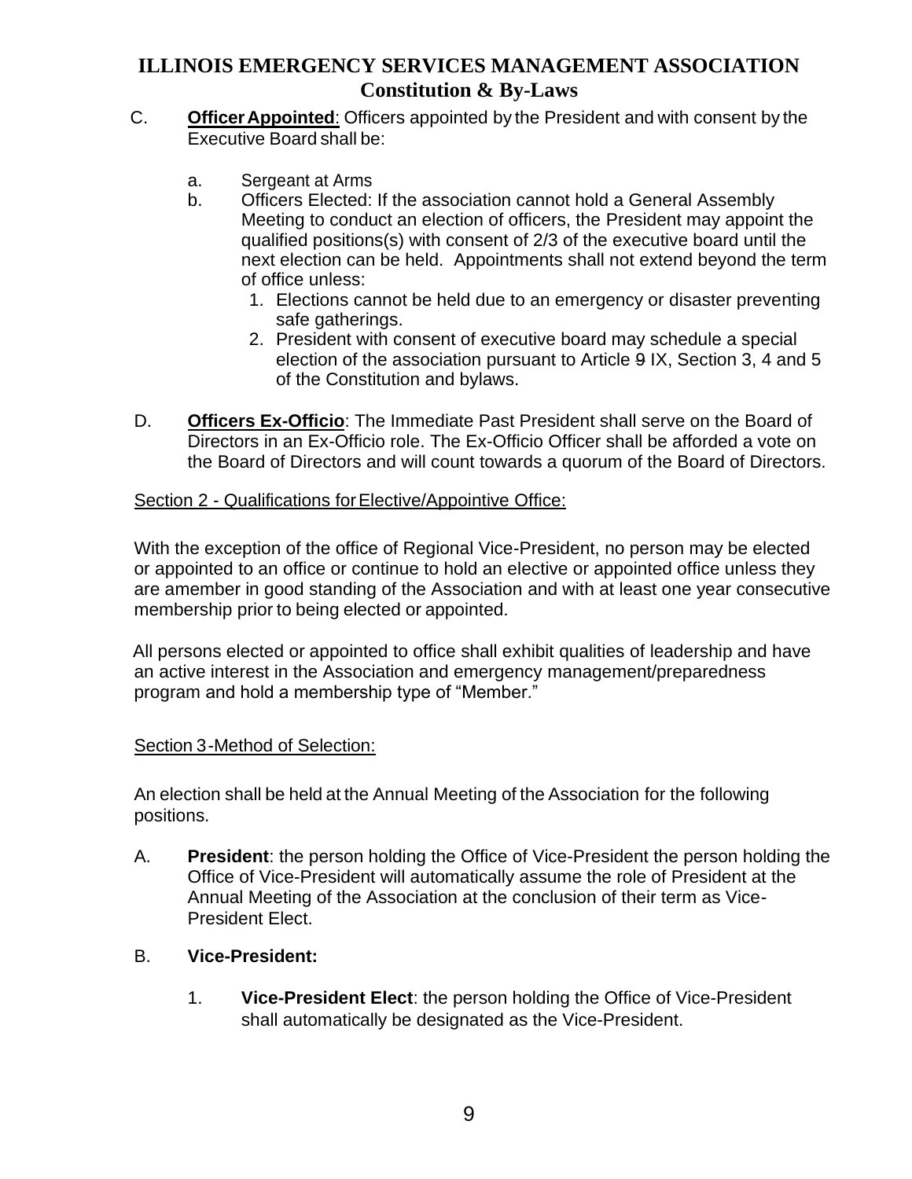C. **Officer Appointed**: Officers appointed by the President and with consent by the Executive Board shall be:

   a. Sergeant at Arms
   b. Officers Elected: If the association cannot hold a General Assembly Meeting to conduct an election of officers, the President may appoint the qualified positions(s) with consent of 2/3 of the executive board until the next election can be held. Appointments shall not extend beyond the term of office unless:
      1. Elections cannot be held due to an emergency or disaster preventing safe gatherings.
      2. President with consent of executive board may schedule a special election of the association pursuant to Article ~~9~~ IX, Section 3, 4 and 5 of the Constitution and bylaws.

D. **Officers Ex-Officio**: The Immediate Past President shall serve on the Board of Directors in an Ex-Officio role. The Ex-Officio Officer shall be afforded a vote on the Board of Directors and will count towards a quorum of the Board of Directors.

Section 2 - Qualifications for Elective/Appointive Office:

With the exception of the office of Regional Vice-President, no person may be elected or appointed to an office or continue to hold an elective or appointed office unless they are amember in good standing of the Association and with at least one year consecutive membership prior to being elected or appointed.

All persons elected or appointed to office shall exhibit qualities of leadership and have an active interest in the Association and emergency management/preparedness program and hold a membership type of "Member."

Section 3-Method of Selection:

An election shall be held at the Annual Meeting of the Association for the following positions.

A. **President**: the person holding the Office of Vice-President the person holding the Office of Vice-President will automatically assume the role of President at the Annual Meeting of the Association at the conclusion of their term as Vice-President Elect.

B. **Vice-President:**

   1. **Vice-President Elect**: the person holding the Office of Vice-President shall automatically be designated as the Vice-President.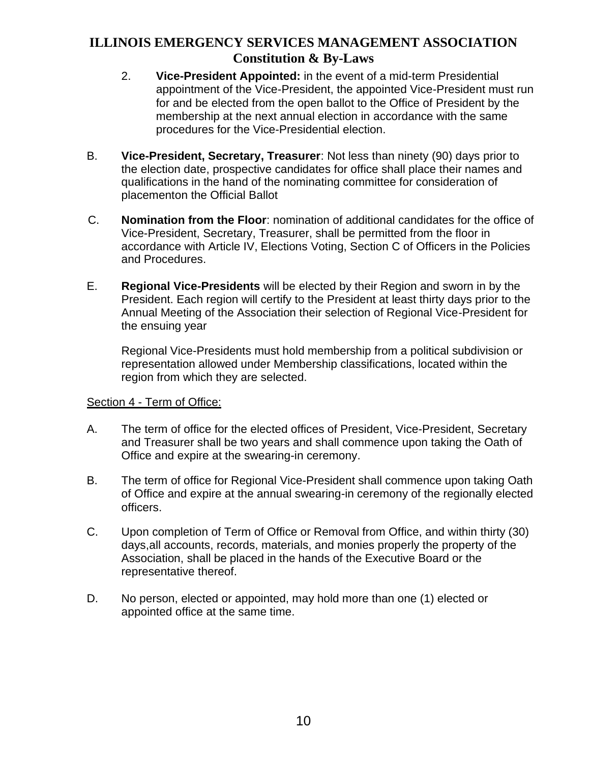2. **Vice-President Appointed:** in the event of a mid-term Presidential appointment of the Vice-President, the appointed Vice-President must run for and be elected from the open ballot to the Office of President by the membership at the next annual election in accordance with the same procedures for the Vice-Presidential election.

B. **Vice-President, Secretary, Treasurer**: Not less than ninety (90) days prior to the election date, prospective candidates for office shall place their names and qualifications in the hand of the nominating committee for consideration of placementon the Official Ballot

C. **Nomination from the Floor**: nomination of additional candidates for the office of Vice-President, Secretary, Treasurer, shall be permitted from the floor in accordance with Article IV, Elections Voting, Section C of Officers in the Policies and Procedures.

E. **Regional Vice-Presidents** will be elected by their Region and sworn in by the President. Each region will certify to the President at least thirty days prior to the Annual Meeting of the Association their selection of Regional Vice-President for the ensuing year

Regional Vice-Presidents must hold membership from a political subdivision or representation allowed under Membership classifications, located within the region from which they are selected.

<u>Section 4 - Term of Office:</u>

A. The term of office for the elected offices of President, Vice-President, Secretary and Treasurer shall be two years and shall commence upon taking the Oath of Office and expire at the swearing-in ceremony.

B. The term of office for Regional Vice-President shall commence upon taking Oath of Office and expire at the annual swearing-in ceremony of the regionally elected officers.

C. Upon completion of Term of Office or Removal from Office, and within thirty (30) days,all accounts, records, materials, and monies properly the property of the Association, shall be placed in the hands of the Executive Board or the representative thereof.

D. No person, elected or appointed, may hold more than one (1) elected or appointed office at the same time.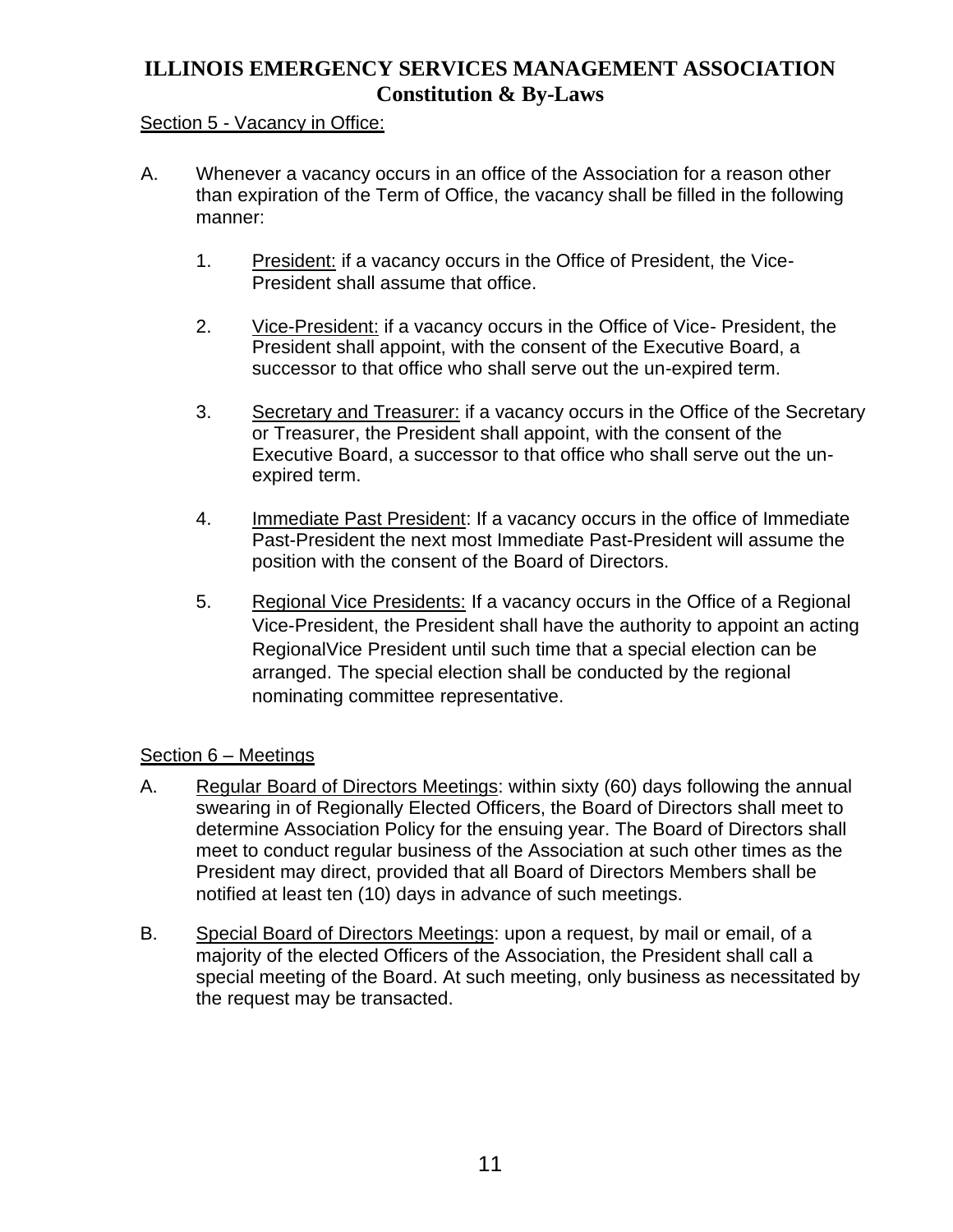Section 5 - Vacancy in Office:

A. Whenever a vacancy occurs in an office of the Association for a reason other than expiration of the Term of Office, the vacancy shall be filled in the following manner:

1. President: if a vacancy occurs in the Office of President, the Vice-President shall assume that office.

2. Vice-President: if a vacancy occurs in the Office of Vice- President, the President shall appoint, with the consent of the Executive Board, a successor to that office who shall serve out the un-expired term.

3. Secretary and Treasurer: if a vacancy occurs in the Office of the Secretary or Treasurer, the President shall appoint, with the consent of the Executive Board, a successor to that office who shall serve out the un-expired term.

4. Immediate Past President: If a vacancy occurs in the office of Immediate Past-President the next most Immediate Past-President will assume the position with the consent of the Board of Directors.

5. Regional Vice Presidents: If a vacancy occurs in the Office of a Regional Vice-President, the President shall have the authority to appoint an acting RegionalVice President until such time that a special election can be arranged. The special election shall be conducted by the regional nominating committee representative.

Section 6 – Meetings

A. Regular Board of Directors Meetings: within sixty (60) days following the annual swearing in of Regionally Elected Officers, the Board of Directors shall meet to determine Association Policy for the ensuing year. The Board of Directors shall meet to conduct regular business of the Association at such other times as the President may direct, provided that all Board of Directors Members shall be notified at least ten (10) days in advance of such meetings.

B. Special Board of Directors Meetings: upon a request, by mail or email, of a majority of the elected Officers of the Association, the President shall call a special meeting of the Board. At such meeting, only business as necessitated by the request may be transacted.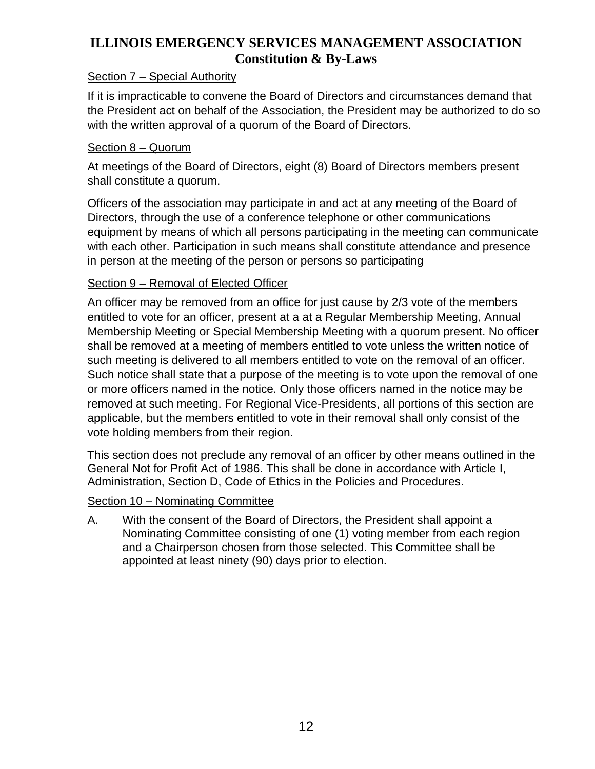Section 7 – Special Authority

If it is impracticable to convene the Board of Directors and circumstances demand that the President act on behalf of the Association, the President may be authorized to do so with the written approval of a quorum of the Board of Directors.

Section 8 – Quorum

At meetings of the Board of Directors, eight (8) Board of Directors members present shall constitute a quorum.

Officers of the association may participate in and act at any meeting of the Board of Directors, through the use of a conference telephone or other communications equipment by means of which all persons participating in the meeting can communicate with each other. Participation in such means shall constitute attendance and presence in person at the meeting of the person or persons so participating

Section 9 – Removal of Elected Officer

An officer may be removed from an office for just cause by 2/3 vote of the members entitled to vote for an officer, present at a at a Regular Membership Meeting, Annual Membership Meeting or Special Membership Meeting with a quorum present. No officer shall be removed at a meeting of members entitled to vote unless the written notice of such meeting is delivered to all members entitled to vote on the removal of an officer. Such notice shall state that a purpose of the meeting is to vote upon the removal of one or more officers named in the notice. Only those officers named in the notice may be removed at such meeting. For Regional Vice-Presidents, all portions of this section are applicable, but the members entitled to vote in their removal shall only consist of the vote holding members from their region.

This section does not preclude any removal of an officer by other means outlined in the General Not for Profit Act of 1986. This shall be done in accordance with Article I, Administration, Section D, Code of Ethics in the Policies and Procedures.

Section 10 – Nominating Committee

A. With the consent of the Board of Directors, the President shall appoint a Nominating Committee consisting of one (1) voting member from each region and a Chairperson chosen from those selected. This Committee shall be appointed at least ninety (90) days prior to election.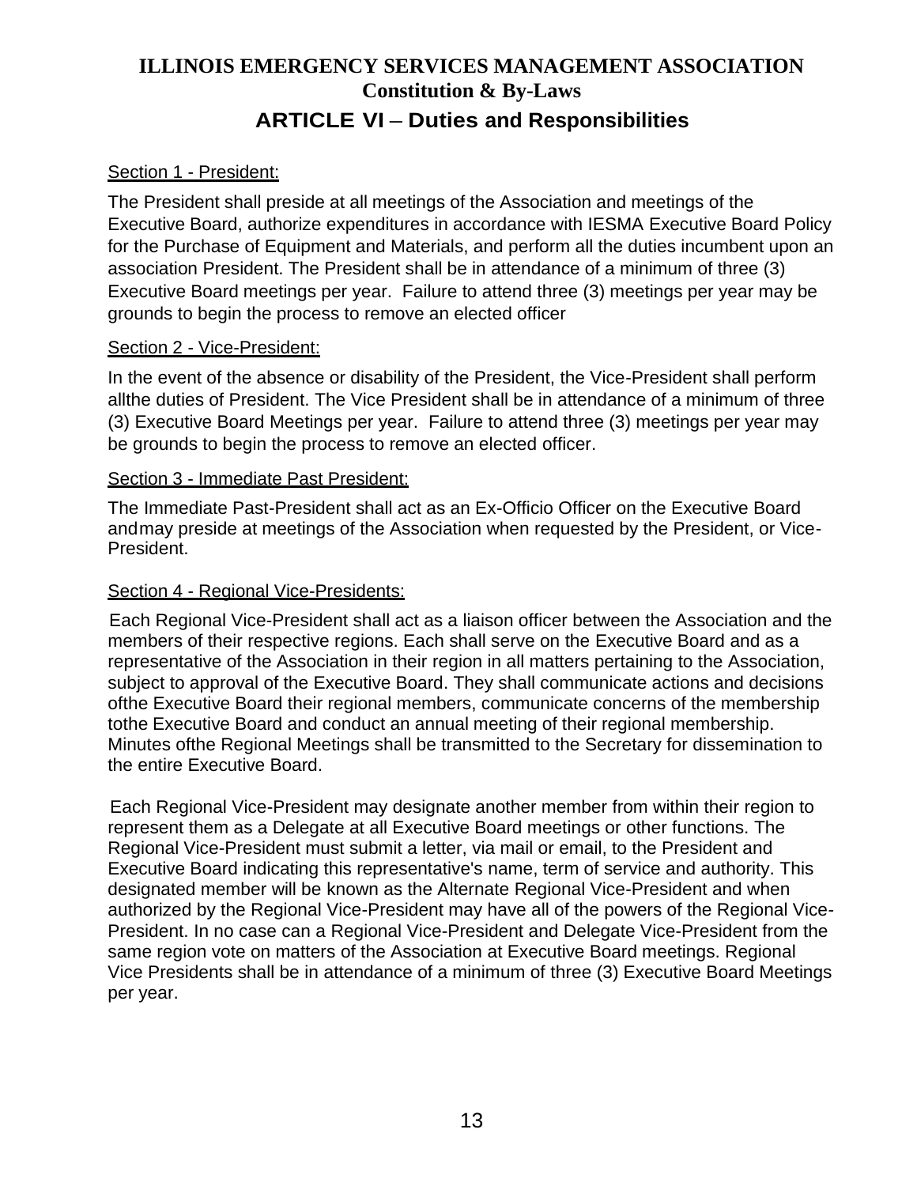# ILLINOIS EMERGENCY SERVICES MANAGEMENT ASSOCIATION
## Constitution & By-Laws
## ARTICLE VI – Duties and Responsibilities

Section 1 - President:

The President shall preside at all meetings of the Association and meetings of the Executive Board, authorize expenditures in accordance with IESMA Executive Board Policy for the Purchase of Equipment and Materials, and perform all the duties incumbent upon an association President. The President shall be in attendance of a minimum of three (3) Executive Board meetings per year. Failure to attend three (3) meetings per year may be grounds to begin the process to remove an elected officer

Section 2 - Vice-President:

In the event of the absence or disability of the President, the Vice-President shall perform allthe duties of President. The Vice President shall be in attendance of a minimum of three (3) Executive Board Meetings per year. Failure to attend three (3) meetings per year may be grounds to begin the process to remove an elected officer.

Section 3 - Immediate Past President:

The Immediate Past-President shall act as an Ex-Officio Officer on the Executive Board andmay preside at meetings of the Association when requested by the President, or Vice-President.

Section 4 - Regional Vice-Presidents:

Each Regional Vice-President shall act as a liaison officer between the Association and the members of their respective regions. Each shall serve on the Executive Board and as a representative of the Association in their region in all matters pertaining to the Association, subject to approval of the Executive Board. They shall communicate actions and decisions ofthe Executive Board their regional members, communicate concerns of the membership tothe Executive Board and conduct an annual meeting of their regional membership. Minutes ofthe Regional Meetings shall be transmitted to the Secretary for dissemination to the entire Executive Board.

Each Regional Vice-President may designate another member from within their region to represent them as a Delegate at all Executive Board meetings or other functions. The Regional Vice-President must submit a letter, via mail or email, to the President and Executive Board indicating this representative's name, term of service and authority. This designated member will be known as the Alternate Regional Vice-President and when authorized by the Regional Vice-President may have all of the powers of the Regional Vice-President. In no case can a Regional Vice-President and Delegate Vice-President from the same region vote on matters of the Association at Executive Board meetings. Regional Vice Presidents shall be in attendance of a minimum of three (3) Executive Board Meetings per year.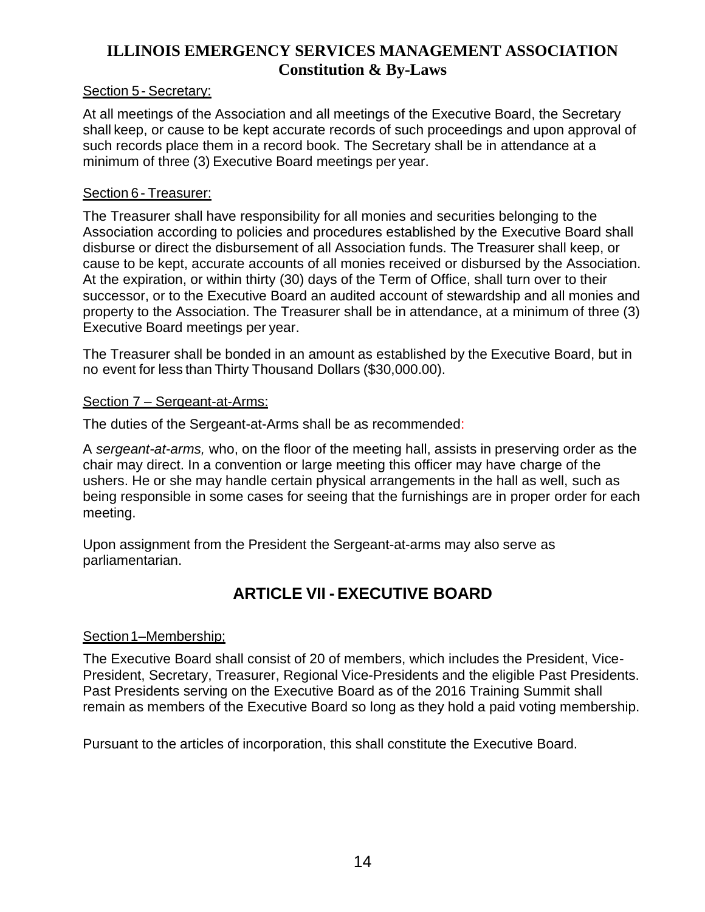Section 5 - Secretary:

At all meetings of the Association and all meetings of the Executive Board, the Secretary shall keep, or cause to be kept accurate records of such proceedings and upon approval of such records place them in a record book. The Secretary shall be in attendance at a minimum of three (3) Executive Board meetings per year.

Section 6 - Treasurer:

The Treasurer shall have responsibility for all monies and securities belonging to the Association according to policies and procedures established by the Executive Board shall disburse or direct the disbursement of all Association funds. The Treasurer shall keep, or cause to be kept, accurate accounts of all monies received or disbursed by the Association. At the expiration, or within thirty (30) days of the Term of Office, shall turn over to their successor, or to the Executive Board an audited account of stewardship and all monies and property to the Association. The Treasurer shall be in attendance, at a minimum of three (3) Executive Board meetings per year.

The Treasurer shall be bonded in an amount as established by the Executive Board, but in no event for less than Thirty Thousand Dollars ($30,000.00).

Section 7 – Sergeant-at-Arms:

The duties of the Sergeant-at-Arms shall be as recommended:

A *sergeant-at-arms,* who, on the floor of the meeting hall, assists in preserving order as the chair may direct. In a convention or large meeting this officer may have charge of the ushers. He or she may handle certain physical arrangements in the hall as well, such as being responsible in some cases for seeing that the furnishings are in proper order for each meeting.

Upon assignment from the President the Sergeant-at-arms may also serve as parliamentarian.

## ARTICLE VII - EXECUTIVE BOARD

Section 1–Membership;

The Executive Board shall consist of 20 of members, which includes the President, Vice-President, Secretary, Treasurer, Regional Vice-Presidents and the eligible Past Presidents. Past Presidents serving on the Executive Board as of the 2016 Training Summit shall remain as members of the Executive Board so long as they hold a paid voting membership.

Pursuant to the articles of incorporation, this shall constitute the Executive Board.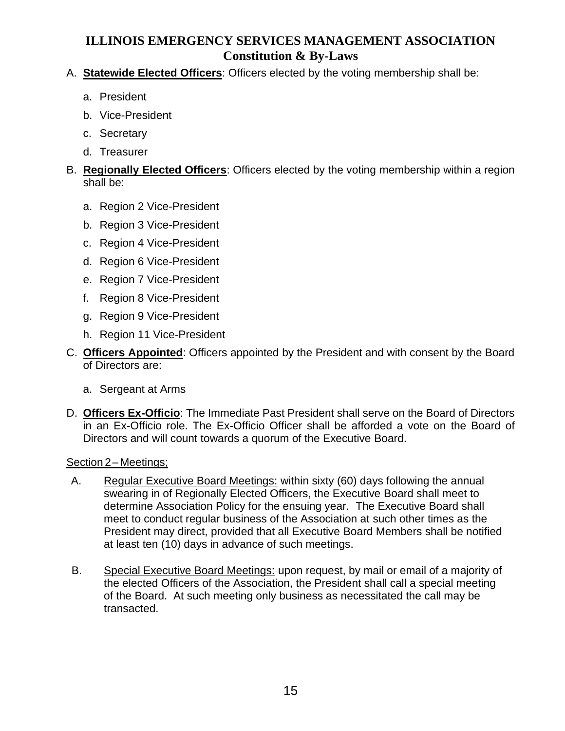A. **Statewide Elected Officers**: Officers elected by the voting membership shall be:

   a. President
   b. Vice-President
   c. Secretary
   d. Treasurer

B. **Regionally Elected Officers**: Officers elected by the voting membership within a region shall be:

   a. Region 2 Vice-President
   b. Region 3 Vice-President
   c. Region 4 Vice-President
   d. Region 6 Vice-President
   e. Region 7 Vice-President
   f. Region 8 Vice-President
   g. Region 9 Vice-President
   h. Region 11 Vice-President

C. **Officers Appointed**: Officers appointed by the President and with consent by the Board of Directors are:

   a. Sergeant at Arms

D. **Officers Ex-Officio**: The Immediate Past President shall serve on the Board of Directors in an Ex-Officio role. The Ex-Officio Officer shall be afforded a vote on the Board of Directors and will count towards a quorum of the Executive Board.

Section 2 – Meetings;

A. Regular Executive Board Meetings: within sixty (60) days following the annual swearing in of Regionally Elected Officers, the Executive Board shall meet to determine Association Policy for the ensuing year. The Executive Board shall meet to conduct regular business of the Association at such other times as the President may direct, provided that all Executive Board Members shall be notified at least ten (10) days in advance of such meetings.

B. Special Executive Board Meetings: upon request, by mail or email of a majority of the elected Officers of the Association, the President shall call a special meeting of the Board. At such meeting only business as necessitated the call may be transacted.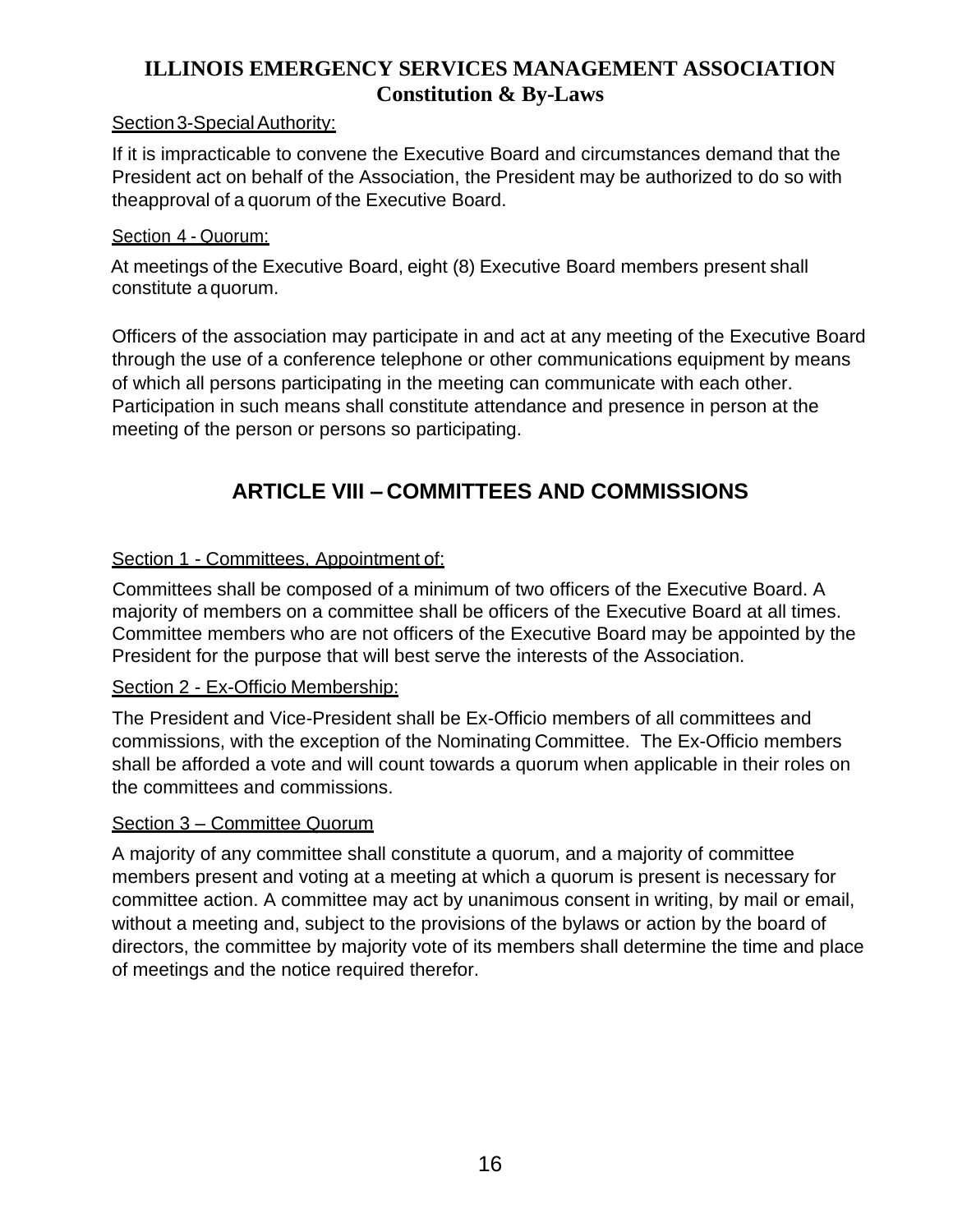Section 3-Special Authority:

If it is impracticable to convene the Executive Board and circumstances demand that the President act on behalf of the Association, the President may be authorized to do so with theapproval of a quorum of the Executive Board.

Section 4 - Quorum:

At meetings of the Executive Board, eight (8) Executive Board members present shall constitute a quorum.

Officers of the association may participate in and act at any meeting of the Executive Board through the use of a conference telephone or other communications equipment by means of which all persons participating in the meeting can communicate with each other. Participation in such means shall constitute attendance and presence in person at the meeting of the person or persons so participating.

## ARTICLE VIII – COMMITTEES AND COMMISSIONS

Section 1 - Committees, Appointment of:

Committees shall be composed of a minimum of two officers of the Executive Board. A majority of members on a committee shall be officers of the Executive Board at all times. Committee members who are not officers of the Executive Board may be appointed by the President for the purpose that will best serve the interests of the Association.

Section 2 - Ex-Officio Membership:

The President and Vice-President shall be Ex-Officio members of all committees and commissions, with the exception of the Nominating Committee. The Ex-Officio members shall be afforded a vote and will count towards a quorum when applicable in their roles on the committees and commissions.

Section 3 – Committee Quorum

A majority of any committee shall constitute a quorum, and a majority of committee members present and voting at a meeting at which a quorum is present is necessary for committee action. A committee may act by unanimous consent in writing, by mail or email, without a meeting and, subject to the provisions of the bylaws or action by the board of directors, the committee by majority vote of its members shall determine the time and place of meetings and the notice required therefor.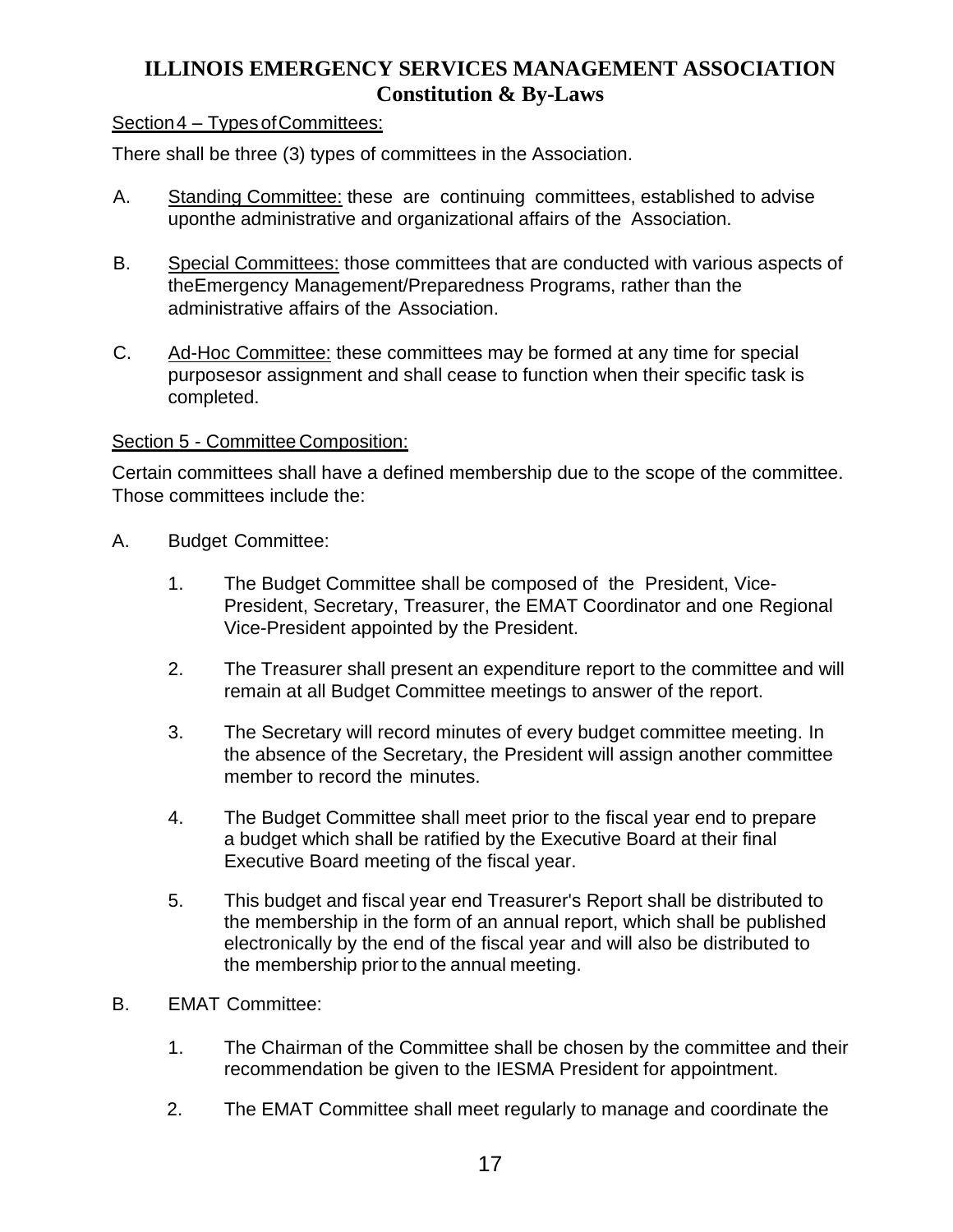Section 4 – Types of Committees:

There shall be three (3) types of committees in the Association.

A. Standing Committee: these are continuing committees, established to advise upon the administrative and organizational affairs of the Association.

B. Special Committees: those committees that are conducted with various aspects of the Emergency Management/Preparedness Programs, rather than the administrative affairs of the Association.

C. Ad-Hoc Committee: these committees may be formed at any time for special purposes or assignment and shall cease to function when their specific task is completed.

Section 5 - Committee Composition:

Certain committees shall have a defined membership due to the scope of the committee. Those committees include the:

A. Budget Committee:

1. The Budget Committee shall be composed of the President, Vice-President, Secretary, Treasurer, the EMAT Coordinator and one Regional Vice-President appointed by the President.

2. The Treasurer shall present an expenditure report to the committee and will remain at all Budget Committee meetings to answer of the report.

3. The Secretary will record minutes of every budget committee meeting. In the absence of the Secretary, the President will assign another committee member to record the minutes.

4. The Budget Committee shall meet prior to the fiscal year end to prepare a budget which shall be ratified by the Executive Board at their final Executive Board meeting of the fiscal year.

5. This budget and fiscal year end Treasurer's Report shall be distributed to the membership in the form of an annual report, which shall be published electronically by the end of the fiscal year and will also be distributed to the membership prior to the annual meeting.

B. EMAT Committee:

1. The Chairman of the Committee shall be chosen by the committee and their recommendation be given to the IESMA President for appointment.

2. The EMAT Committee shall meet regularly to manage and coordinate the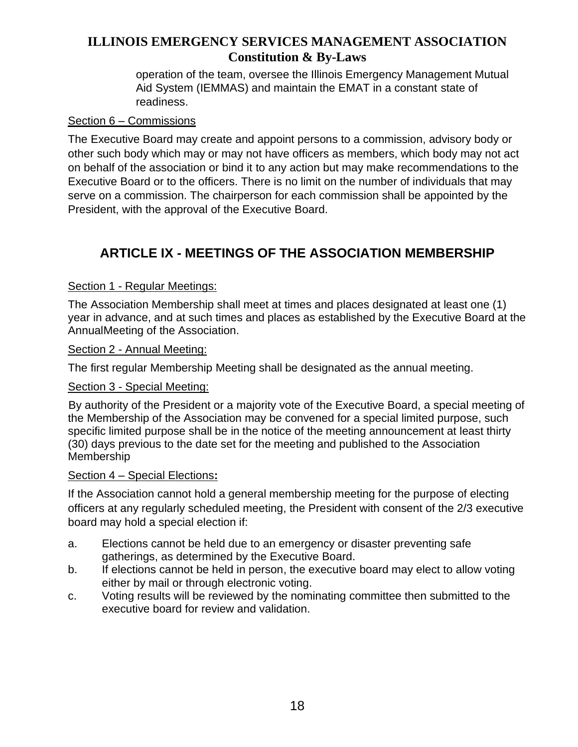operation of the team, oversee the Illinois Emergency Management Mutual Aid System (IEMMAS) and maintain the EMAT in a constant state of readiness.

Section 6 – Commissions

The Executive Board may create and appoint persons to a commission, advisory body or other such body which may or may not have officers as members, which body may not act on behalf of the association or bind it to any action but may make recommendations to the Executive Board or to the officers. There is no limit on the number of individuals that may serve on a commission. The chairperson for each commission shall be appointed by the President, with the approval of the Executive Board.

## ARTICLE IX - MEETINGS OF THE ASSOCIATION MEMBERSHIP

Section 1 - Regular Meetings:

The Association Membership shall meet at times and places designated at least one (1) year in advance, and at such times and places as established by the Executive Board at the AnnualMeeting of the Association.

Section 2 - Annual Meeting:

The first regular Membership Meeting shall be designated as the annual meeting.

Section 3 - Special Meeting:

By authority of the President or a majority vote of the Executive Board, a special meeting of the Membership of the Association may be convened for a special limited purpose, such specific limited purpose shall be in the notice of the meeting announcement at least thirty (30) days previous to the date set for the meeting and published to the Association Membership

Section 4 – Special Elections**:**

If the Association cannot hold a general membership meeting for the purpose of electing officers at any regularly scheduled meeting, the President with consent of the 2/3 executive board may hold a special election if:

a. Elections cannot be held due to an emergency or disaster preventing safe gatherings, as determined by the Executive Board.
b. If elections cannot be held in person, the executive board may elect to allow voting either by mail or through electronic voting.
c. Voting results will be reviewed by the nominating committee then submitted to the executive board for review and validation.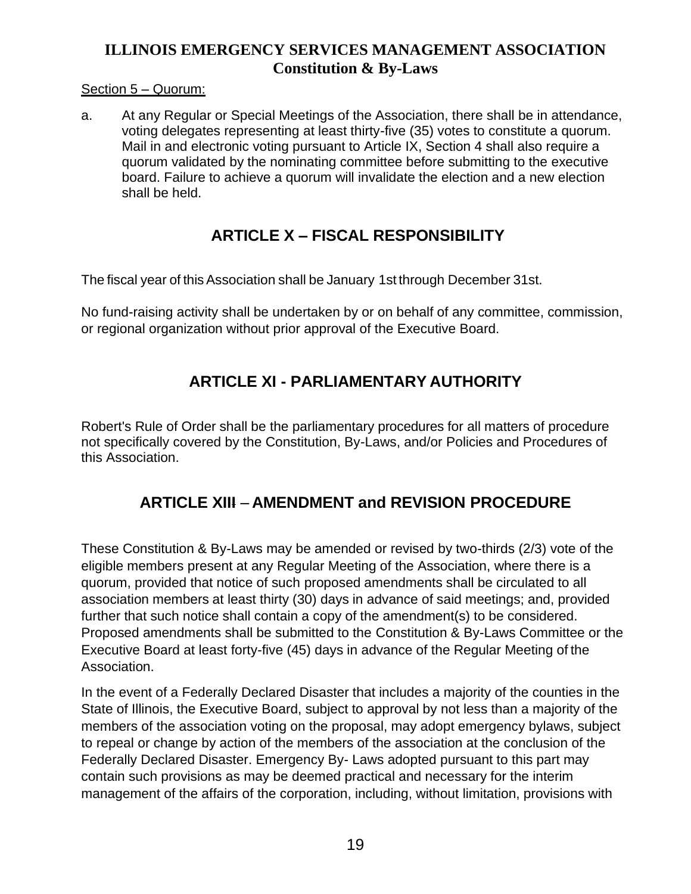Section 5 – Quorum:

a. At any Regular or Special Meetings of the Association, there shall be in attendance, voting delegates representing at least thirty-five (35) votes to constitute a quorum. Mail in and electronic voting pursuant to Article IX, Section 4 shall also require a quorum validated by the nominating committee before submitting to the executive board. Failure to achieve a quorum will invalidate the election and a new election shall be held.

## ARTICLE X – FISCAL RESPONSIBILITY

The fiscal year of this Association shall be January 1st through December 31st.

No fund-raising activity shall be undertaken by or on behalf of any committee, commission, or regional organization without prior approval of the Executive Board.

## ARTICLE XI - PARLIAMENTARY AUTHORITY

Robert's Rule of Order shall be the parliamentary procedures for all matters of procedure not specifically covered by the Constitution, By-Laws, and/or Policies and Procedures of this Association.

## ARTICLE XIII – AMENDMENT and REVISION PROCEDURE

These Constitution & By-Laws may be amended or revised by two-thirds (2/3) vote of the eligible members present at any Regular Meeting of the Association, where there is a quorum, provided that notice of such proposed amendments shall be circulated to all association members at least thirty (30) days in advance of said meetings; and, provided further that such notice shall contain a copy of the amendment(s) to be considered. Proposed amendments shall be submitted to the Constitution & By-Laws Committee or the Executive Board at least forty-five (45) days in advance of the Regular Meeting of the Association.

In the event of a Federally Declared Disaster that includes a majority of the counties in the State of Illinois, the Executive Board, subject to approval by not less than a majority of the members of the association voting on the proposal, may adopt emergency bylaws, subject to repeal or change by action of the members of the association at the conclusion of the Federally Declared Disaster. Emergency By- Laws adopted pursuant to this part may contain such provisions as may be deemed practical and necessary for the interim management of the affairs of the corporation, including, without limitation, provisions with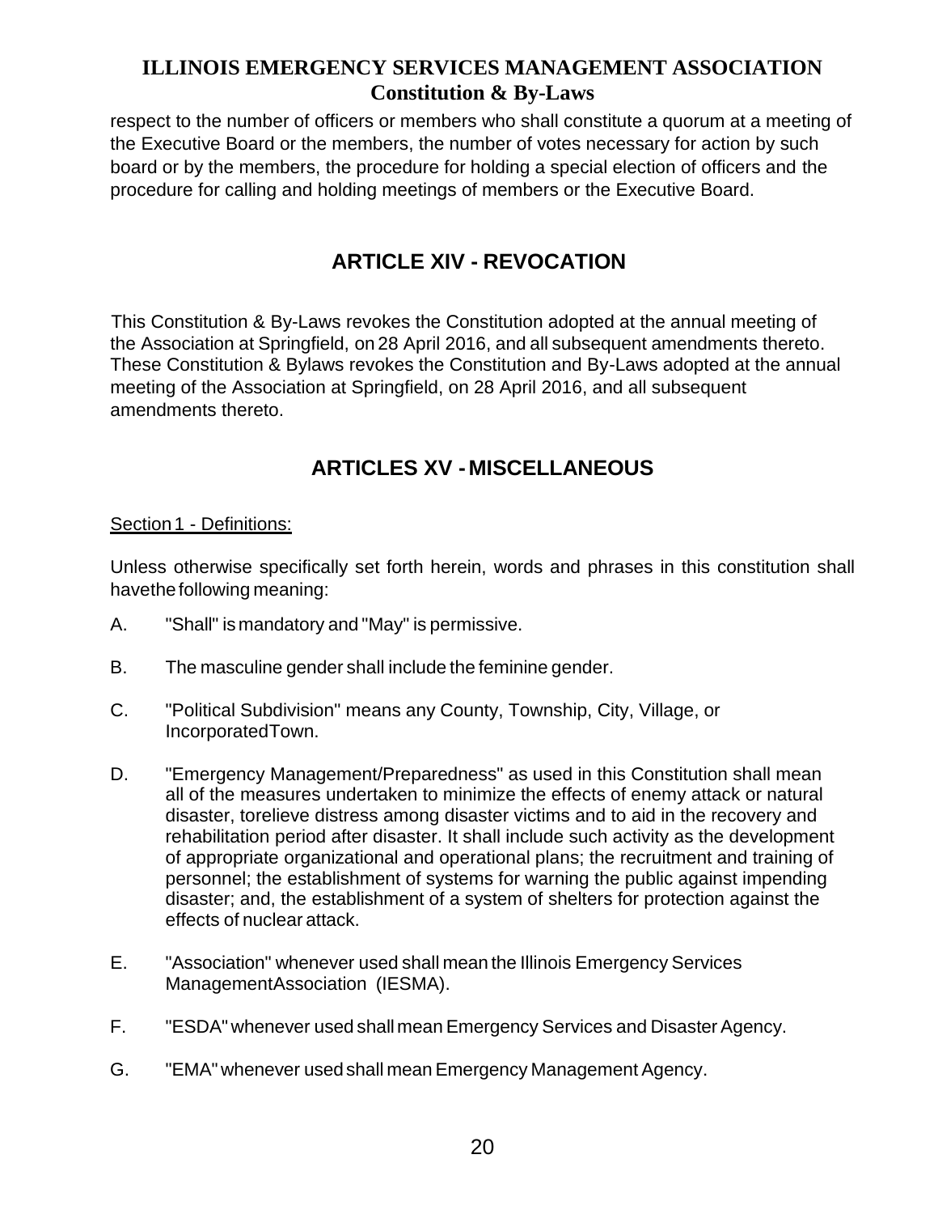respect to the number of officers or members who shall constitute a quorum at a meeting of the Executive Board or the members, the number of votes necessary for action by such board or by the members, the procedure for holding a special election of officers and the procedure for calling and holding meetings of members or the Executive Board.

## ARTICLE XIV - REVOCATION

This Constitution & By-Laws revokes the Constitution adopted at the annual meeting of the Association at Springfield, on 28 April 2016, and all subsequent amendments thereto. These Constitution & Bylaws revokes the Constitution and By-Laws adopted at the annual meeting of the Association at Springfield, on 28 April 2016, and all subsequent amendments thereto.

## ARTICLES XV - MISCELLANEOUS

Section 1 - Definitions:

Unless otherwise specifically set forth herein, words and phrases in this constitution shall havethe following meaning:

A. "Shall" is mandatory and "May" is permissive.

B. The masculine gender shall include the feminine gender.

C. "Political Subdivision" means any County, Township, City, Village, or IncorporatedTown.

D. "Emergency Management/Preparedness" as used in this Constitution shall mean all of the measures undertaken to minimize the effects of enemy attack or natural disaster, torelieve distress among disaster victims and to aid in the recovery and rehabilitation period after disaster. It shall include such activity as the development of appropriate organizational and operational plans; the recruitment and training of personnel; the establishment of systems for warning the public against impending disaster; and, the establishment of a system of shelters for protection against the effects of nuclear attack.

E. "Association" whenever used shall mean the Illinois Emergency Services ManagementAssociation (IESMA).

F. "ESDA" whenever used shall mean Emergency Services and Disaster Agency.

G. "EMA" whenever used shall mean Emergency Management Agency.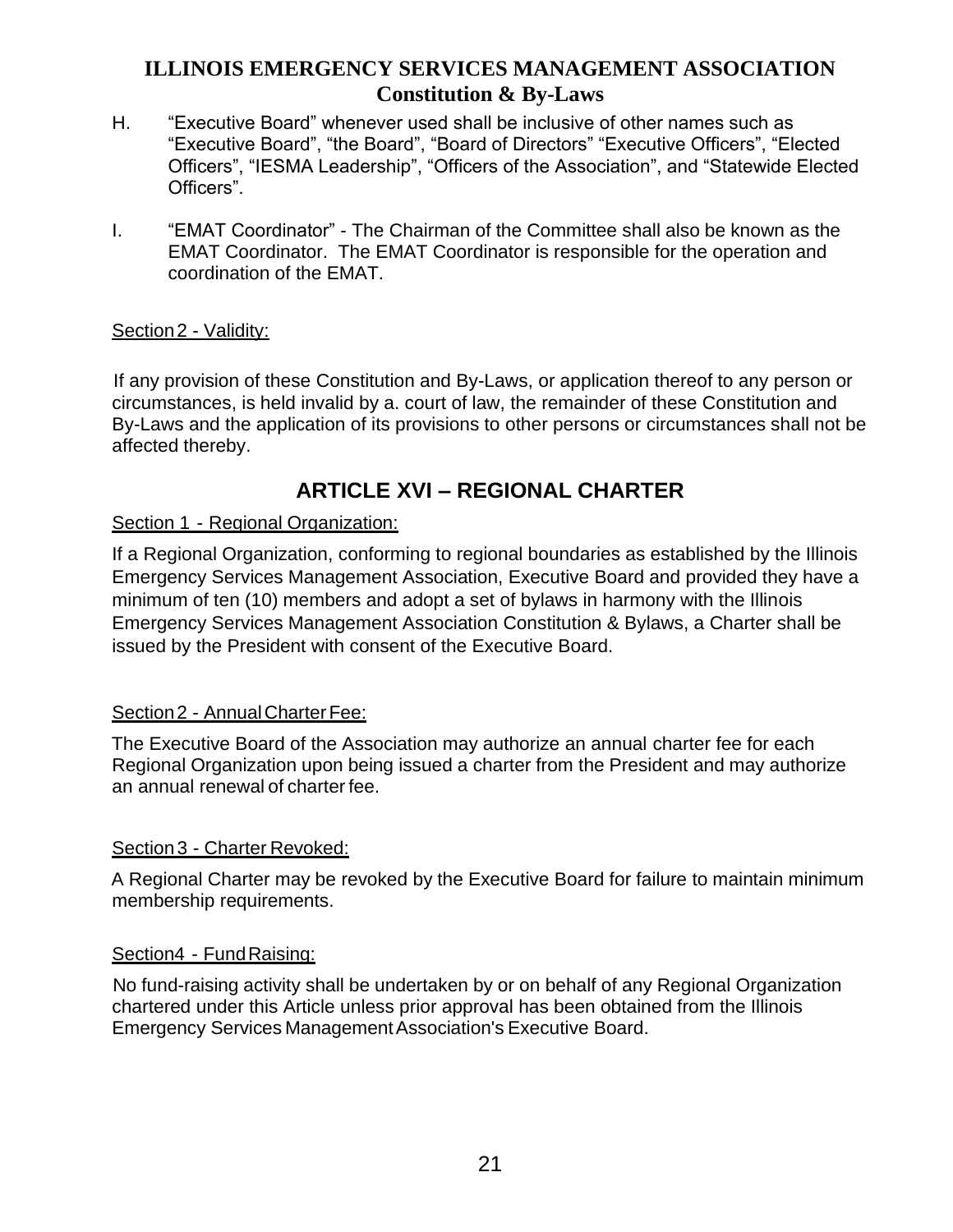H. "Executive Board" whenever used shall be inclusive of other names such as "Executive Board", "the Board", "Board of Directors" "Executive Officers", "Elected Officers", "IESMA Leadership", "Officers of the Association", and "Statewide Elected Officers".

I. "EMAT Coordinator" - The Chairman of the Committee shall also be known as the EMAT Coordinator. The EMAT Coordinator is responsible for the operation and coordination of the EMAT.

Section 2 - Validity:

If any provision of these Constitution and By-Laws, or application thereof to any person or circumstances, is held invalid by a. court of law, the remainder of these Constitution and By-Laws and the application of its provisions to other persons or circumstances shall not be affected thereby.

## ARTICLE XVI – REGIONAL CHARTER

Section 1 - Regional Organization:

If a Regional Organization, conforming to regional boundaries as established by the Illinois Emergency Services Management Association, Executive Board and provided they have a minimum of ten (10) members and adopt a set of bylaws in harmony with the Illinois Emergency Services Management Association Constitution & Bylaws, a Charter shall be issued by the President with consent of the Executive Board.

Section 2 - Annual Charter Fee:

The Executive Board of the Association may authorize an annual charter fee for each Regional Organization upon being issued a charter from the President and may authorize an annual renewal of charter fee.

Section 3 - Charter Revoked:

A Regional Charter may be revoked by the Executive Board for failure to maintain minimum membership requirements.

Section4 - Fund Raising:

No fund-raising activity shall be undertaken by or on behalf of any Regional Organization chartered under this Article unless prior approval has been obtained from the Illinois Emergency Services Management Association's Executive Board.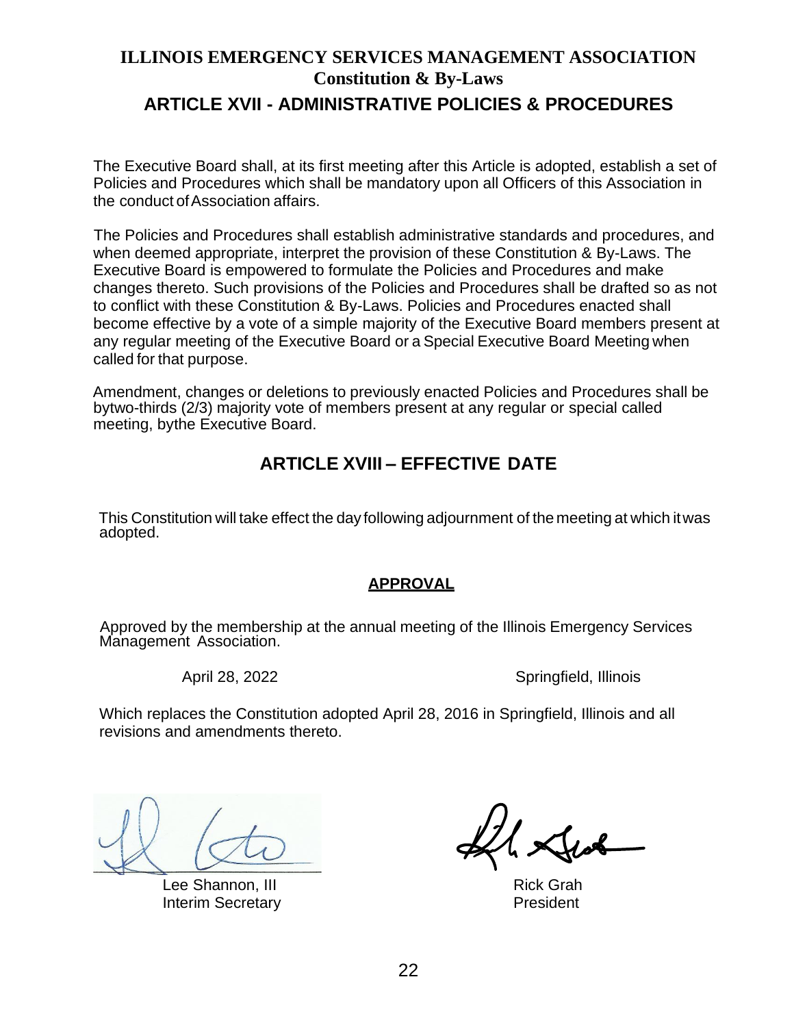# ILLINOIS EMERGENCY SERVICES MANAGEMENT ASSOCIATION
## Constitution & By-Laws

## ARTICLE XVII - ADMINISTRATIVE POLICIES & PROCEDURES

The Executive Board shall, at its first meeting after this Article is adopted, establish a set of Policies and Procedures which shall be mandatory upon all Officers of this Association in the conduct of Association affairs.

The Policies and Procedures shall establish administrative standards and procedures, and when deemed appropriate, interpret the provision of these Constitution & By-Laws. The Executive Board is empowered to formulate the Policies and Procedures and make changes thereto. Such provisions of the Policies and Procedures shall be drafted so as not to conflict with these Constitution & By-Laws. Policies and Procedures enacted shall become effective by a vote of a simple majority of the Executive Board members present at any regular meeting of the Executive Board or a Special Executive Board Meeting when called for that purpose.

Amendment, changes or deletions to previously enacted Policies and Procedures shall be bytwo-thirds (2/3) majority vote of members present at any regular or special called meeting, bythe Executive Board.

## ARTICLE XVIII – EFFECTIVE DATE

This Constitution will take effect the day following adjournment of the meeting at which itwas adopted.

**APPROVAL**

Approved by the membership at the annual meeting of the Illinois Emergency Services Management Association.

April 28, 2022 Springfield, Illinois

Which replaces the Constitution adopted April 28, 2016 in Springfield, Illinois and all revisions and amendments thereto.

Lee Shannon, III
Interim Secretary

Rick Grah
President